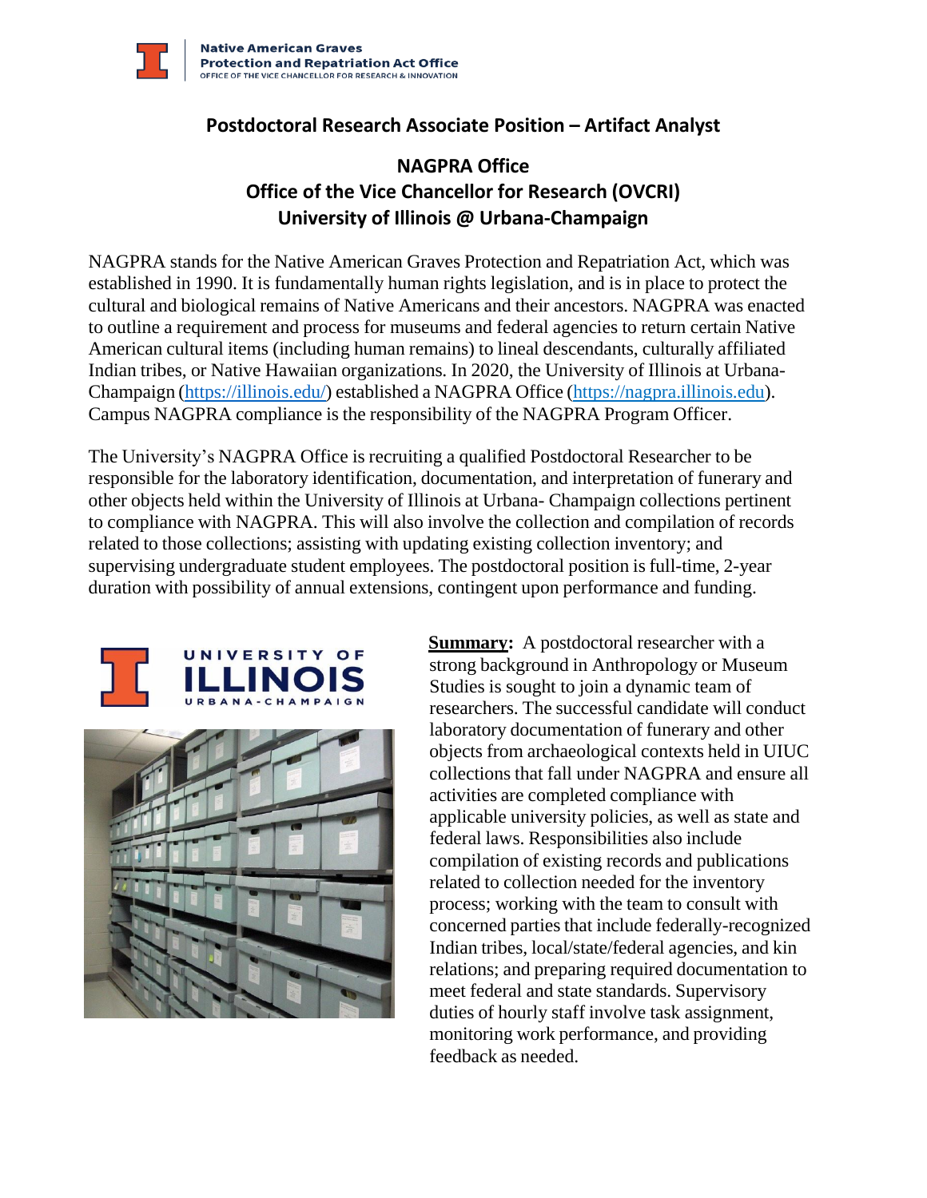**Native American Graves Protection and Repatriation Act Office**
OFFICE OF THE VICE CHANCELLOR FOR RESEARCH & INNOVATION

## Postdoctoral Research Associate Position – Artifact Analyst

### NAGPRA Office
### Office of the Vice Chancellor for Research (OVCRI)
### University of Illinois @ Urbana-Champaign

NAGPRA stands for the Native American Graves Protection and Repatriation Act, which was established in 1990. It is fundamentally human rights legislation, and is in place to protect the cultural and biological remains of Native Americans and their ancestors. NAGPRA was enacted to outline a requirement and process for museums and federal agencies to return certain Native American cultural items (including human remains) to lineal descendants, culturally affiliated Indian tribes, or Native Hawaiian organizations. In 2020, the University of Illinois at Urbana-Champaign (https://illinois.edu/) established a NAGPRA Office (https://nagpra.illinois.edu). Campus NAGPRA compliance is the responsibility of the NAGPRA Program Officer.

The University's NAGPRA Office is recruiting a qualified Postdoctoral Researcher to be responsible for the laboratory identification, documentation, and interpretation of funerary and other objects held within the University of Illinois at Urbana- Champaign collections pertinent to compliance with NAGPRA. This will also involve the collection and compilation of records related to those collections; assisting with updating existing collection inventory; and supervising undergraduate student employees. The postdoctoral position is full-time, 2-year duration with possibility of annual extensions, contingent upon performance and funding.

UNIVERSITY OF ILLINOIS URBANA-CHAMPAIGN

**Summary:** A postdoctoral researcher with a strong background in Anthropology or Museum Studies is sought to join a dynamic team of researchers. The successful candidate will conduct laboratory documentation of funerary and other objects from archaeological contexts held in UIUC collections that fall under NAGPRA and ensure all activities are completed compliance with applicable university policies, as well as state and federal laws. Responsibilities also include compilation of existing records and publications related to collection needed for the inventory process; working with the team to consult with concerned parties that include federally-recognized Indian tribes, local/state/federal agencies, and kin relations; and preparing required documentation to meet federal and state standards. Supervisory duties of hourly staff involve task assignment, monitoring work performance, and providing feedback as needed.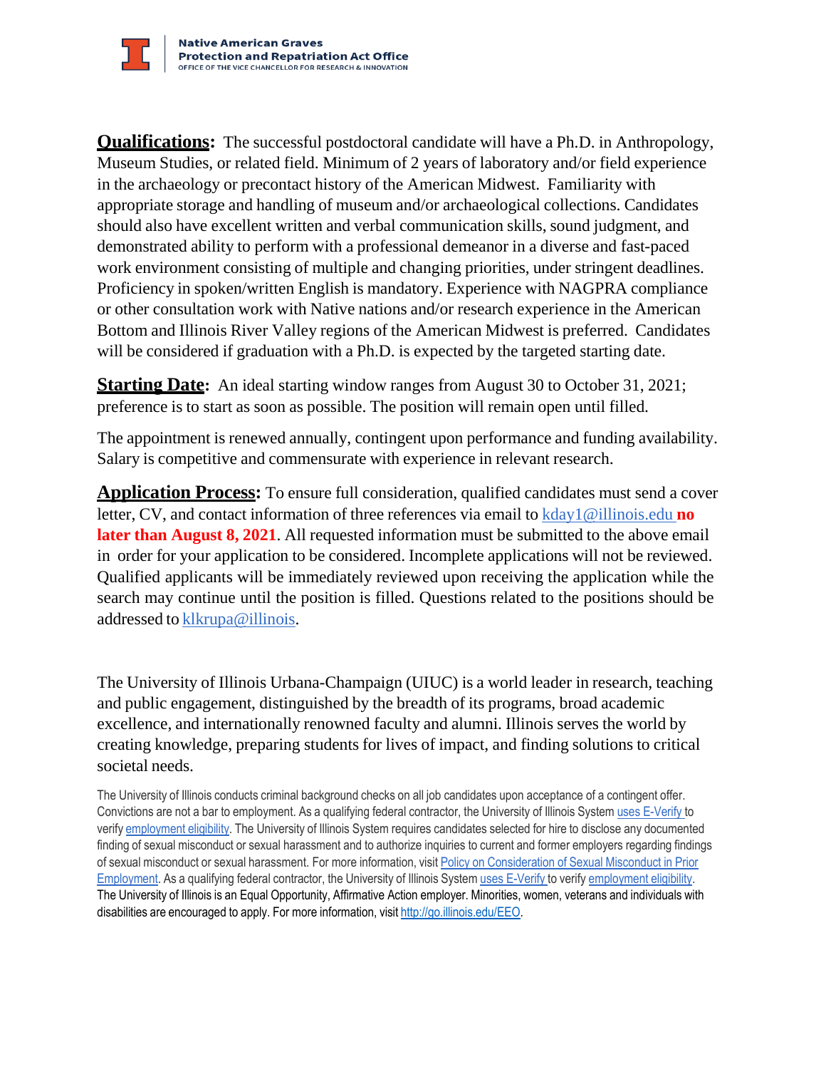**Qualifications:** The successful postdoctoral candidate will have a Ph.D. in Anthropology, Museum Studies, or related field. Minimum of 2 years of laboratory and/or field experience in the archaeology or precontact history of the American Midwest. Familiarity with appropriate storage and handling of museum and/or archaeological collections. Candidates should also have excellent written and verbal communication skills, sound judgment, and demonstrated ability to perform with a professional demeanor in a diverse and fast-paced work environment consisting of multiple and changing priorities, under stringent deadlines. Proficiency in spoken/written English is mandatory. Experience with NAGPRA compliance or other consultation work with Native nations and/or research experience in the American Bottom and Illinois River Valley regions of the American Midwest is preferred. Candidates will be considered if graduation with a Ph.D. is expected by the targeted starting date.

**Starting Date:** An ideal starting window ranges from August 30 to October 31, 2021; preference is to start as soon as possible. The position will remain open until filled.

The appointment is renewed annually, contingent upon performance and funding availability. Salary is competitive and commensurate with experience in relevant research.

**Application Process:** To ensure full consideration, qualified candidates must send a cover letter, CV, and contact information of three references via email to kday1@illinois.edu **no later than August 8, 2021**. All requested information must be submitted to the above email in order for your application to be considered. Incomplete applications will not be reviewed. Qualified applicants will be immediately reviewed upon receiving the application while the search may continue until the position is filled. Questions related to the positions should be addressed to klkrupa@illinois.

The University of Illinois Urbana-Champaign (UIUC) is a world leader in research, teaching and public engagement, distinguished by the breadth of its programs, broad academic excellence, and internationally renowned faculty and alumni. Illinois serves the world by creating knowledge, preparing students for lives of impact, and finding solutions to critical societal needs.

The University of Illinois conducts criminal background checks on all job candidates upon acceptance of a contingent offer. Convictions are not a bar to employment. As a qualifying federal contractor, the University of Illinois System uses E-Verify to verify employment eligibility. The University of Illinois System requires candidates selected for hire to disclose any documented finding of sexual misconduct or sexual harassment and to authorize inquiries to current and former employers regarding findings of sexual misconduct or sexual harassment. For more information, visit Policy on Consideration of Sexual Misconduct in Prior Employment. As a qualifying federal contractor, the University of Illinois System uses E-Verify to verify employment eligibility. The University of Illinois is an Equal Opportunity, Affirmative Action employer. Minorities, women, veterans and individuals with disabilities are encouraged to apply. For more information, visit http://go.illinois.edu/EEO.